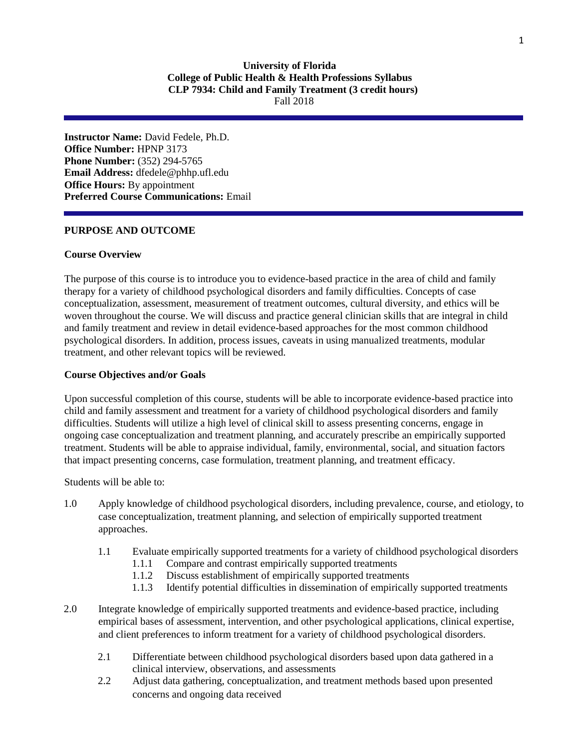**University of Florida**
**College of Public Health & Health Professions Syllabus**
**CLP 7934: Child and Family Treatment (3 credit hours)**
Fall 2018

---

**Instructor Name:** David Fedele, Ph.D.
**Office Number:** HPNP 3173
**Phone Number:** (352) 294-5765
**Email Address:** dfedele@phhp.ufl.edu
**Office Hours:** By appointment
**Preferred Course Communications:** Email

---

## PURPOSE AND OUTCOME

### Course Overview

The purpose of this course is to introduce you to evidence-based practice in the area of child and family therapy for a variety of childhood psychological disorders and family difficulties. Concepts of case conceptualization, assessment, measurement of treatment outcomes, cultural diversity, and ethics will be woven throughout the course. We will discuss and practice general clinician skills that are integral in child and family treatment and review in detail evidence-based approaches for the most common childhood psychological disorders. In addition, process issues, caveats in using manualized treatments, modular treatment, and other relevant topics will be reviewed.

### Course Objectives and/or Goals

Upon successful completion of this course, students will be able to incorporate evidence-based practice into child and family assessment and treatment for a variety of childhood psychological disorders and family difficulties. Students will utilize a high level of clinical skill to assess presenting concerns, engage in ongoing case conceptualization and treatment planning, and accurately prescribe an empirically supported treatment. Students will be able to appraise individual, family, environmental, social, and situation factors that impact presenting concerns, case formulation, treatment planning, and treatment efficacy.

Students will be able to:

- 1.0 Apply knowledge of childhood psychological disorders, including prevalence, course, and etiology, to case conceptualization, treatment planning, and selection of empirically supported treatment approaches.
  - 1.1 Evaluate empirically supported treatments for a variety of childhood psychological disorders
    - 1.1.1 Compare and contrast empirically supported treatments
    - 1.1.2 Discuss establishment of empirically supported treatments
    - 1.1.3 Identify potential difficulties in dissemination of empirically supported treatments
- 2.0 Integrate knowledge of empirically supported treatments and evidence-based practice, including empirical bases of assessment, intervention, and other psychological applications, clinical expertise, and client preferences to inform treatment for a variety of childhood psychological disorders.
  - 2.1 Differentiate between childhood psychological disorders based upon data gathered in a clinical interview, observations, and assessments
  - 2.2 Adjust data gathering, conceptualization, and treatment methods based upon presented concerns and ongoing data received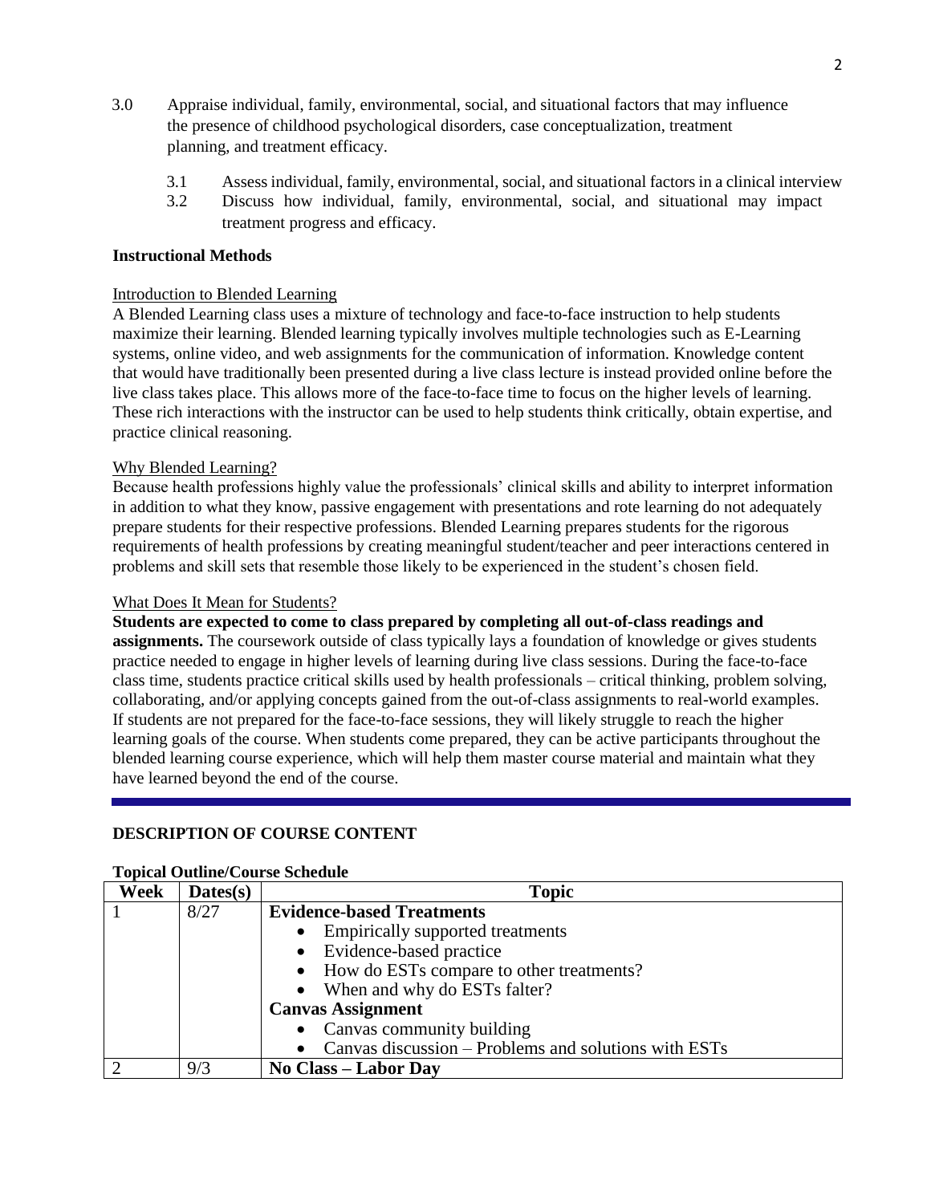3.0 Appraise individual, family, environmental, social, and situational factors that may influence the presence of childhood psychological disorders, case conceptualization, treatment planning, and treatment efficacy.

- 3.1 Assess individual, family, environmental, social, and situational factors in a clinical interview
- 3.2 Discuss how individual, family, environmental, social, and situational may impact treatment progress and efficacy.

**Instructional Methods**

Introduction to Blended Learning

A Blended Learning class uses a mixture of technology and face-to-face instruction to help students maximize their learning. Blended learning typically involves multiple technologies such as E-Learning systems, online video, and web assignments for the communication of information. Knowledge content that would have traditionally been presented during a live class lecture is instead provided online before the live class takes place. This allows more of the face-to-face time to focus on the higher levels of learning. These rich interactions with the instructor can be used to help students think critically, obtain expertise, and practice clinical reasoning.

Why Blended Learning?

Because health professions highly value the professionals' clinical skills and ability to interpret information in addition to what they know, passive engagement with presentations and rote learning do not adequately prepare students for their respective professions. Blended Learning prepares students for the rigorous requirements of health professions by creating meaningful student/teacher and peer interactions centered in problems and skill sets that resemble those likely to be experienced in the student's chosen field.

What Does It Mean for Students?

**Students are expected to come to class prepared by completing all out-of-class readings and assignments.** The coursework outside of class typically lays a foundation of knowledge or gives students practice needed to engage in higher levels of learning during live class sessions. During the face-to-face class time, students practice critical skills used by health professionals – critical thinking, problem solving, collaborating, and/or applying concepts gained from the out-of-class assignments to real-world examples. If students are not prepared for the face-to-face sessions, they will likely struggle to reach the higher learning goals of the course. When students come prepared, they can be active participants throughout the blended learning course experience, which will help them master course material and maintain what they have learned beyond the end of the course.

## DESCRIPTION OF COURSE CONTENT

**Topical Outline/Course Schedule**

| Week | Dates(s) | Topic |
|---|---|---|
| 1 | 8/27 | **Evidence-based Treatments**<br>• Empirically supported treatments<br>• Evidence-based practice<br>• How do ESTs compare to other treatments?<br>• When and why do ESTs falter?<br>**Canvas Assignment**<br>• Canvas community building<br>• Canvas discussion – Problems and solutions with ESTs |
| 2 | 9/3 | **No Class – Labor Day** |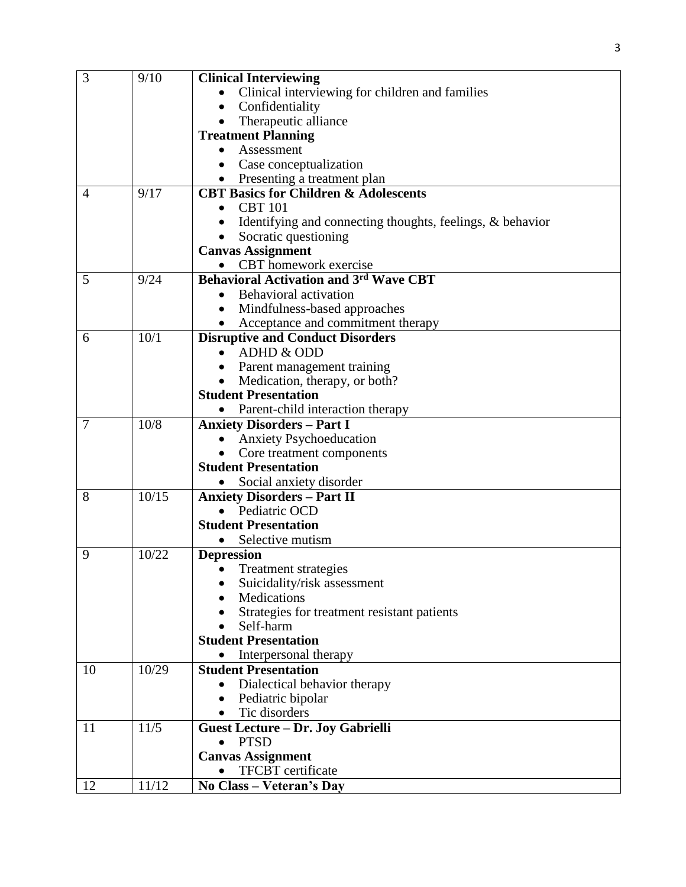| | | |
|---|---|---|
| 3 | 9/10 | **Clinical Interviewing**<br>• Clinical interviewing for children and families<br>• Confidentiality<br>• Therapeutic alliance<br>**Treatment Planning**<br>• Assessment<br>• Case conceptualization<br>• Presenting a treatment plan |
| 4 | 9/17 | **CBT Basics for Children & Adolescents**<br>• CBT 101<br>• Identifying and connecting thoughts, feelings, & behavior<br>• Socratic questioning<br>**Canvas Assignment**<br>• CBT homework exercise |
| 5 | 9/24 | **Behavioral Activation and 3rd Wave CBT**<br>• Behavioral activation<br>• Mindfulness-based approaches<br>• Acceptance and commitment therapy |
| 6 | 10/1 | **Disruptive and Conduct Disorders**<br>• ADHD & ODD<br>• Parent management training<br>• Medication, therapy, or both?<br>**Student Presentation**<br>• Parent-child interaction therapy |
| 7 | 10/8 | **Anxiety Disorders – Part I**<br>• Anxiety Psychoeducation<br>• Core treatment components<br>**Student Presentation**<br>• Social anxiety disorder |
| 8 | 10/15 | **Anxiety Disorders – Part II**<br>• Pediatric OCD<br>**Student Presentation**<br>• Selective mutism |
| 9 | 10/22 | **Depression**<br>• Treatment strategies<br>• Suicidality/risk assessment<br>• Medications<br>• Strategies for treatment resistant patients<br>• Self-harm<br>**Student Presentation**<br>• Interpersonal therapy |
| 10 | 10/29 | **Student Presentation**<br>• Dialectical behavior therapy<br>• Pediatric bipolar<br>• Tic disorders |
| 11 | 11/5 | **Guest Lecture – Dr. Joy Gabrielli**<br>• PTSD<br>**Canvas Assignment**<br>• TFCBT certificate |
| 12 | 11/12 | **No Class – Veteran's Day** |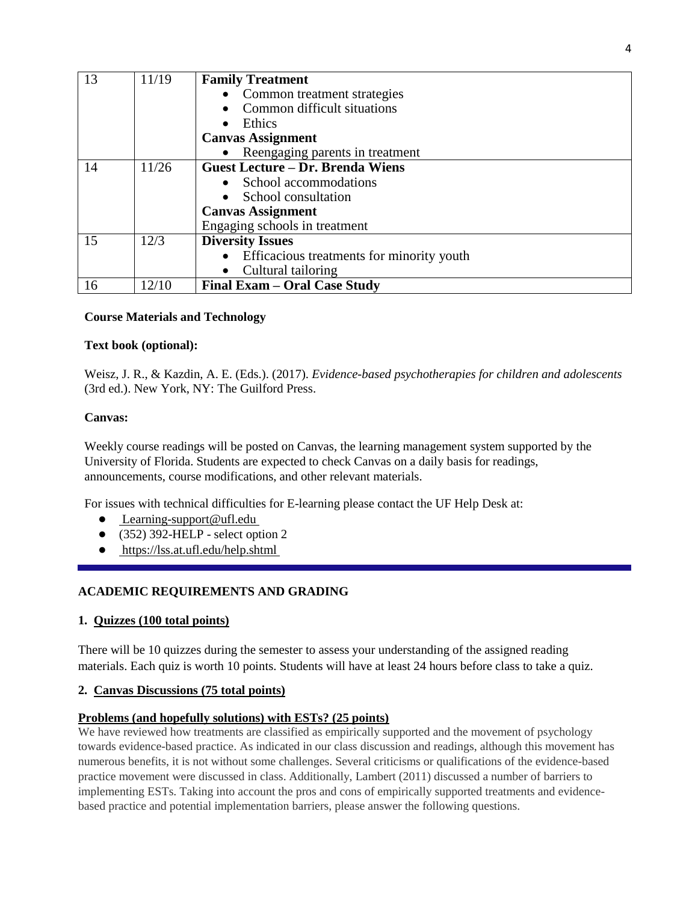| | | |
|---|---|---|
| 13 | 11/19 | **Family Treatment**<br>• Common treatment strategies<br>• Common difficult situations<br>• Ethics<br>**Canvas Assignment**<br>• Reengaging parents in treatment |
| 14 | 11/26 | **Guest Lecture – Dr. Brenda Wiens**<br>• School accommodations<br>• School consultation<br>**Canvas Assignment**<br>Engaging schools in treatment |
| 15 | 12/3 | **Diversity Issues**<br>• Efficacious treatments for minority youth<br>• Cultural tailoring |
| 16 | 12/10 | **Final Exam – Oral Case Study** |

**Course Materials and Technology**

**Text book (optional):**

Weisz, J. R., & Kazdin, A. E. (Eds.). (2017). *Evidence-based psychotherapies for children and adolescents* (3rd ed.). New York, NY: The Guilford Press.

**Canvas:**

Weekly course readings will be posted on Canvas, the learning management system supported by the University of Florida. Students are expected to check Canvas on a daily basis for readings, announcements, course modifications, and other relevant materials.

For issues with technical difficulties for E-learning please contact the UF Help Desk at:

- Learning-support@ufl.edu
- (352) 392-HELP - select option 2
- https://lss.at.ufl.edu/help.shtml

---

## ACADEMIC REQUIREMENTS AND GRADING

### 1. Quizzes (100 total points)

There will be 10 quizzes during the semester to assess your understanding of the assigned reading materials. Each quiz is worth 10 points. Students will have at least 24 hours before class to take a quiz.

### 2. Canvas Discussions (75 total points)

**Problems (and hopefully solutions) with ESTs? (25 points)**

We have reviewed how treatments are classified as empirically supported and the movement of psychology towards evidence-based practice. As indicated in our class discussion and readings, although this movement has numerous benefits, it is not without some challenges. Several criticisms or qualifications of the evidence-based practice movement were discussed in class. Additionally, Lambert (2011) discussed a number of barriers to implementing ESTs. Taking into account the pros and cons of empirically supported treatments and evidence-based practice and potential implementation barriers, please answer the following questions.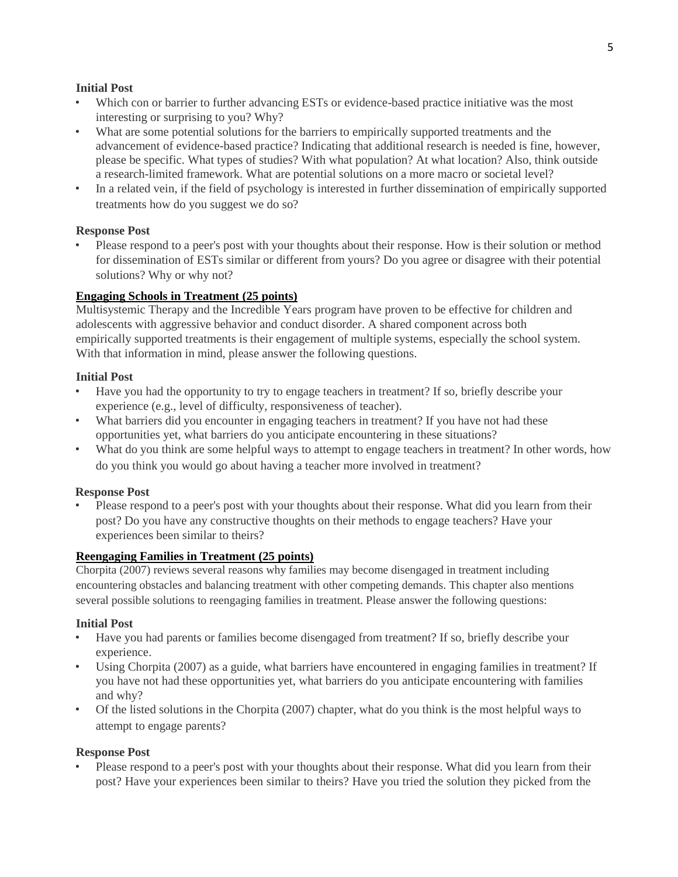**Initial Post**

- Which con or barrier to further advancing ESTs or evidence-based practice initiative was the most interesting or surprising to you? Why?
- What are some potential solutions for the barriers to empirically supported treatments and the advancement of evidence-based practice? Indicating that additional research is needed is fine, however, please be specific. What types of studies? With what population? At what location? Also, think outside a research-limited framework. What are potential solutions on a more macro or societal level?
- In a related vein, if the field of psychology is interested in further dissemination of empirically supported treatments how do you suggest we do so?

**Response Post**

- Please respond to a peer's post with your thoughts about their response. How is their solution or method for dissemination of ESTs similar or different from yours? Do you agree or disagree with their potential solutions? Why or why not?

**Engaging Schools in Treatment (25 points)**

Multisystemic Therapy and the Incredible Years program have proven to be effective for children and adolescents with aggressive behavior and conduct disorder. A shared component across both empirically supported treatments is their engagement of multiple systems, especially the school system. With that information in mind, please answer the following questions.

**Initial Post**

- Have you had the opportunity to try to engage teachers in treatment? If so, briefly describe your experience (e.g., level of difficulty, responsiveness of teacher).
- What barriers did you encounter in engaging teachers in treatment? If you have not had these opportunities yet, what barriers do you anticipate encountering in these situations?
- What do you think are some helpful ways to attempt to engage teachers in treatment? In other words, how do you think you would go about having a teacher more involved in treatment?

**Response Post**

- Please respond to a peer's post with your thoughts about their response. What did you learn from their post? Do you have any constructive thoughts on their methods to engage teachers? Have your experiences been similar to theirs?

**Reengaging Families in Treatment (25 points)**

Chorpita (2007) reviews several reasons why families may become disengaged in treatment including encountering obstacles and balancing treatment with other competing demands. This chapter also mentions several possible solutions to reengaging families in treatment. Please answer the following questions:

**Initial Post**

- Have you had parents or families become disengaged from treatment? If so, briefly describe your experience.
- Using Chorpita (2007) as a guide, what barriers have encountered in engaging families in treatment? If you have not had these opportunities yet, what barriers do you anticipate encountering with families and why?
- Of the listed solutions in the Chorpita (2007) chapter, what do you think is the most helpful ways to attempt to engage parents?

**Response Post**

- Please respond to a peer's post with your thoughts about their response. What did you learn from their post? Have your experiences been similar to theirs? Have you tried the solution they picked from the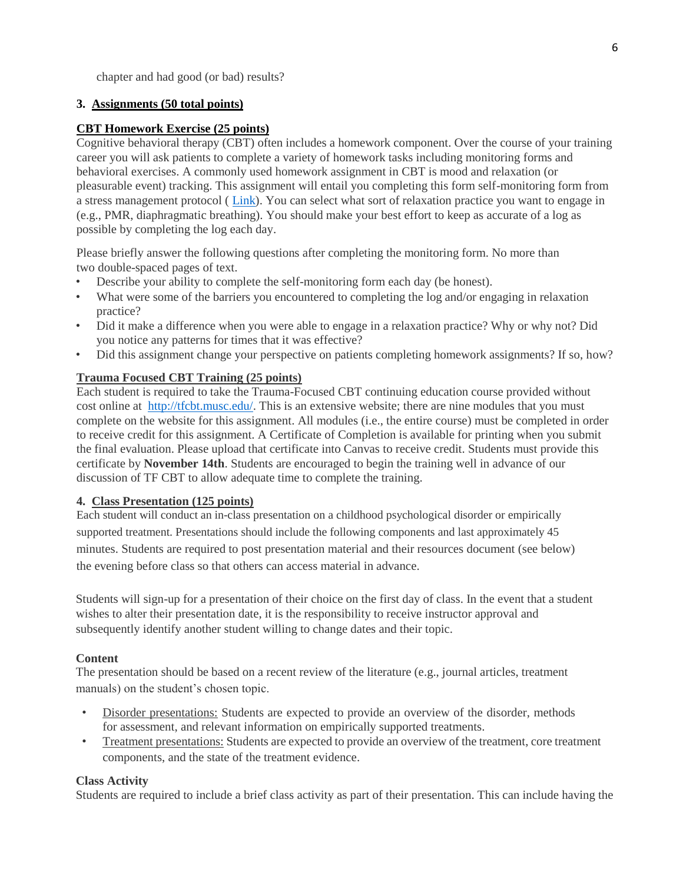chapter and had good (or bad) results?

## 3. Assignments (50 total points)

### CBT Homework Exercise (25 points)

Cognitive behavioral therapy (CBT) often includes a homework component. Over the course of your training career you will ask patients to complete a variety of homework tasks including monitoring forms and behavioral exercises. A commonly used homework assignment in CBT is mood and relaxation (or pleasurable event) tracking. This assignment will entail you completing this form self-monitoring form from a stress management protocol ( Link). You can select what sort of relaxation practice you want to engage in (e.g., PMR, diaphragmatic breathing). You should make your best effort to keep as accurate of a log as possible by completing the log each day.

Please briefly answer the following questions after completing the monitoring form. No more than two double-spaced pages of text.

- Describe your ability to complete the self-monitoring form each day (be honest).
- What were some of the barriers you encountered to completing the log and/or engaging in relaxation practice?
- Did it make a difference when you were able to engage in a relaxation practice? Why or why not? Did you notice any patterns for times that it was effective?
- Did this assignment change your perspective on patients completing homework assignments? If so, how?

### Trauma Focused CBT Training (25 points)

Each student is required to take the Trauma-Focused CBT continuing education course provided without cost online at http://tfcbt.musc.edu/. This is an extensive website; there are nine modules that you must complete on the website for this assignment. All modules (i.e., the entire course) must be completed in order to receive credit for this assignment. A Certificate of Completion is available for printing when you submit the final evaluation. Please upload that certificate into Canvas to receive credit. Students must provide this certificate by **November 14th**. Students are encouraged to begin the training well in advance of our discussion of TF CBT to allow adequate time to complete the training.

## 4. Class Presentation (125 points)

Each student will conduct an in-class presentation on a childhood psychological disorder or empirically supported treatment. Presentations should include the following components and last approximately 45 minutes. Students are required to post presentation material and their resources document (see below) the evening before class so that others can access material in advance.

Students will sign-up for a presentation of their choice on the first day of class. In the event that a student wishes to alter their presentation date, it is the responsibility to receive instructor approval and subsequently identify another student willing to change dates and their topic.

**Content**

The presentation should be based on a recent review of the literature (e.g., journal articles, treatment manuals) on the student's chosen topic.

- Disorder presentations: Students are expected to provide an overview of the disorder, methods for assessment, and relevant information on empirically supported treatments.
- Treatment presentations: Students are expected to provide an overview of the treatment, core treatment components, and the state of the treatment evidence.

**Class Activity**

Students are required to include a brief class activity as part of their presentation. This can include having the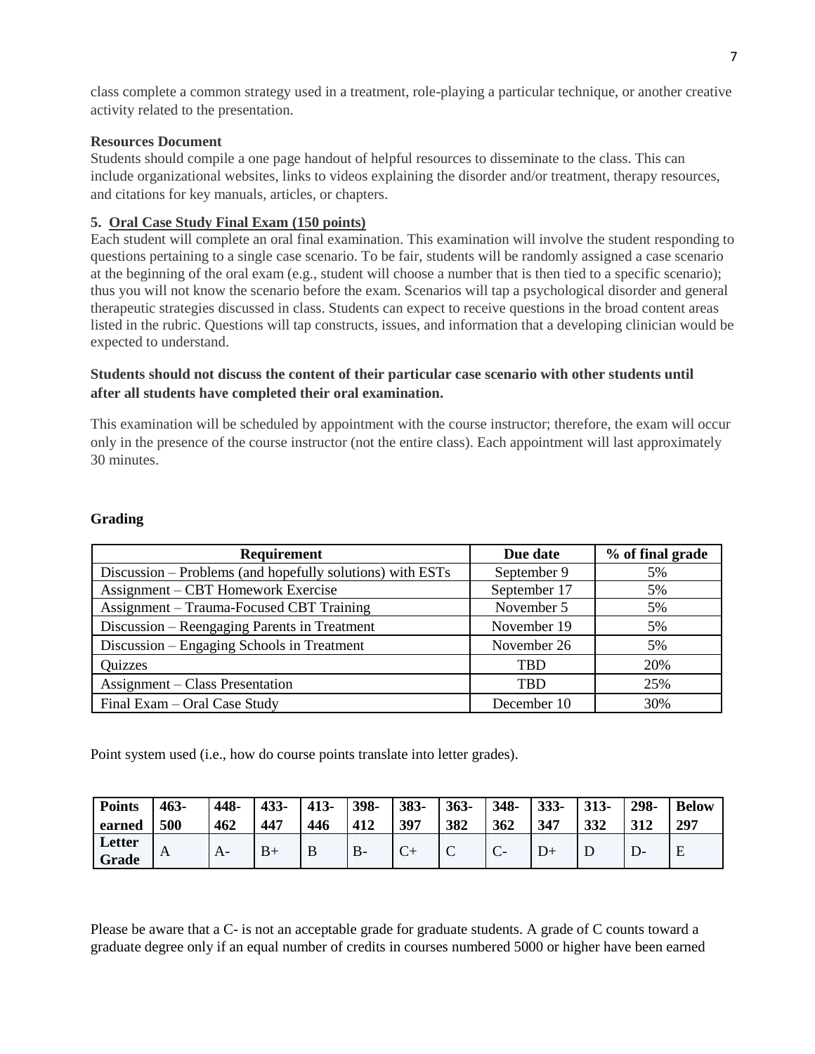class complete a common strategy used in a treatment, role-playing a particular technique, or another creative activity related to the presentation.

**Resources Document**

Students should compile a one page handout of helpful resources to disseminate to the class. This can include organizational websites, links to videos explaining the disorder and/or treatment, therapy resources, and citations for key manuals, articles, or chapters.

**5. Oral Case Study Final Exam (150 points)**

Each student will complete an oral final examination. This examination will involve the student responding to questions pertaining to a single case scenario. To be fair, students will be randomly assigned a case scenario at the beginning of the oral exam (e.g., student will choose a number that is then tied to a specific scenario); thus you will not know the scenario before the exam. Scenarios will tap a psychological disorder and general therapeutic strategies discussed in class. Students can expect to receive questions in the broad content areas listed in the rubric. Questions will tap constructs, issues, and information that a developing clinician would be expected to understand.

**Students should not discuss the content of their particular case scenario with other students until after all students have completed their oral examination.**

This examination will be scheduled by appointment with the course instructor; therefore, the exam will occur only in the presence of the course instructor (not the entire class). Each appointment will last approximately 30 minutes.

**Grading**

| Requirement | Due date | % of final grade |
|---|---|---|
| Discussion – Problems (and hopefully solutions) with ESTs | September 9 | 5% |
| Assignment – CBT Homework Exercise | September 17 | 5% |
| Assignment – Trauma-Focused CBT Training | November 5 | 5% |
| Discussion – Reengaging Parents in Treatment | November 19 | 5% |
| Discussion – Engaging Schools in Treatment | November 26 | 5% |
| Quizzes | TBD | 20% |
| Assignment – Class Presentation | TBD | 25% |
| Final Exam – Oral Case Study | December 10 | 30% |

Point system used (i.e., how do course points translate into letter grades).

| Points earned | 463-500 | 448-462 | 433-447 | 413-446 | 398-412 | 383-397 | 363-382 | 348-362 | 333-347 | 313-332 | 298-312 | Below 297 |
|---|---|---|---|---|---|---|---|---|---|---|---|---|
| Letter Grade | A | A- | B+ | B | B- | C+ | C | C- | D+ | D | D- | E |

Please be aware that a C- is not an acceptable grade for graduate students. A grade of C counts toward a graduate degree only if an equal number of credits in courses numbered 5000 or higher have been earned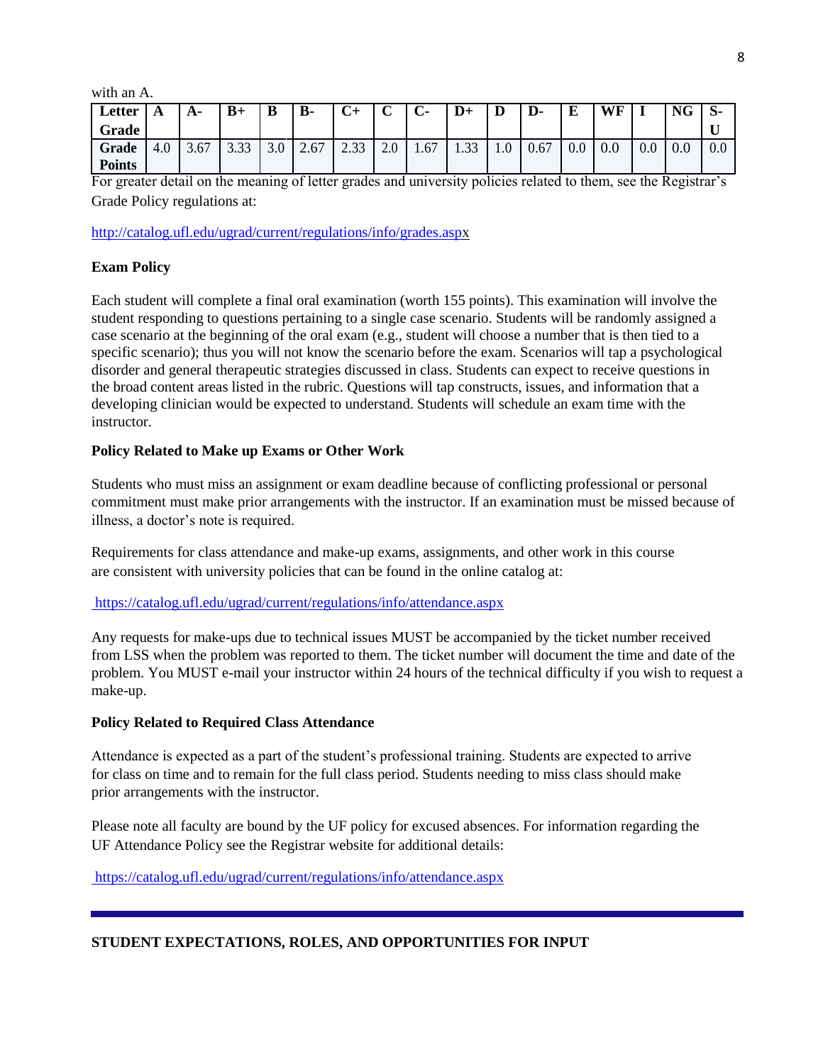with an A.

| Letter Grade | A | A- | B+ | B | B- | C+ | C | C- | D+ | D | D- | E | WF | I | NG | S-U |
|---|---|---|---|---|---|---|---|---|---|---|---|---|---|---|---|---|
| Grade Points | 4.0 | 3.67 | 3.33 | 3.0 | 2.67 | 2.33 | 2.0 | 1.67 | 1.33 | 1.0 | 0.67 | 0.0 | 0.0 | 0.0 | 0.0 | 0.0 |

For greater detail on the meaning of letter grades and university policies related to them, see the Registrar's Grade Policy regulations at:

http://catalog.ufl.edu/ugrad/current/regulations/info/grades.aspx

**Exam Policy**

Each student will complete a final oral examination (worth 155 points). This examination will involve the student responding to questions pertaining to a single case scenario. Students will be randomly assigned a case scenario at the beginning of the oral exam (e.g., student will choose a number that is then tied to a specific scenario); thus you will not know the scenario before the exam. Scenarios will tap a psychological disorder and general therapeutic strategies discussed in class. Students can expect to receive questions in the broad content areas listed in the rubric. Questions will tap constructs, issues, and information that a developing clinician would be expected to understand. Students will schedule an exam time with the instructor.

**Policy Related to Make up Exams or Other Work**

Students who must miss an assignment or exam deadline because of conflicting professional or personal commitment must make prior arrangements with the instructor. If an examination must be missed because of illness, a doctor's note is required.

Requirements for class attendance and make-up exams, assignments, and other work in this course are consistent with university policies that can be found in the online catalog at:

https://catalog.ufl.edu/ugrad/current/regulations/info/attendance.aspx

Any requests for make-ups due to technical issues MUST be accompanied by the ticket number received from LSS when the problem was reported to them. The ticket number will document the time and date of the problem. You MUST e-mail your instructor within 24 hours of the technical difficulty if you wish to request a make-up.

**Policy Related to Required Class Attendance**

Attendance is expected as a part of the student's professional training. Students are expected to arrive for class on time and to remain for the full class period. Students needing to miss class should make prior arrangements with the instructor.

Please note all faculty are bound by the UF policy for excused absences. For information regarding the UF Attendance Policy see the Registrar website for additional details:

https://catalog.ufl.edu/ugrad/current/regulations/info/attendance.aspx

---

**STUDENT EXPECTATIONS, ROLES, AND OPPORTUNITIES FOR INPUT**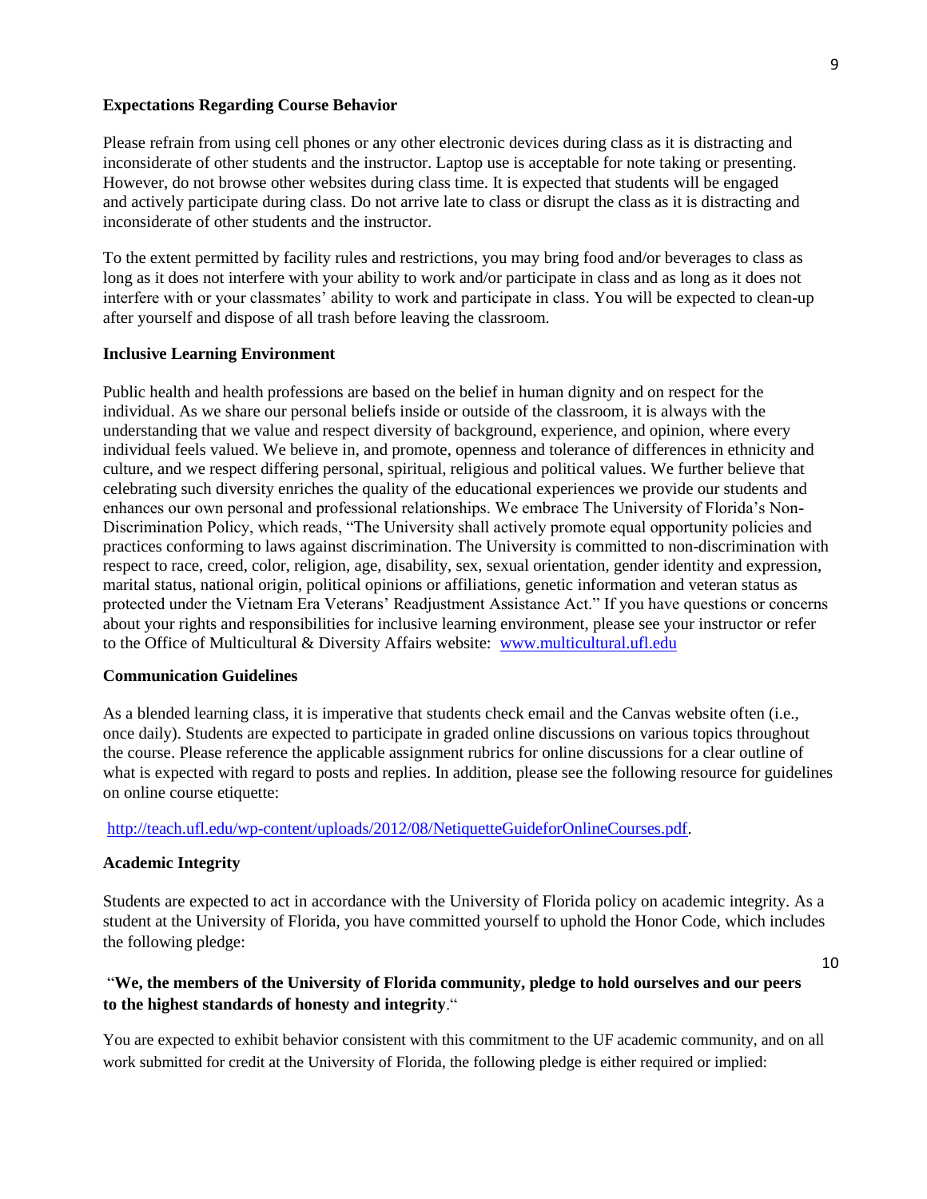**Expectations Regarding Course Behavior**

Please refrain from using cell phones or any other electronic devices during class as it is distracting and inconsiderate of other students and the instructor. Laptop use is acceptable for note taking or presenting. However, do not browse other websites during class time. It is expected that students will be engaged and actively participate during class. Do not arrive late to class or disrupt the class as it is distracting and inconsiderate of other students and the instructor.

To the extent permitted by facility rules and restrictions, you may bring food and/or beverages to class as long as it does not interfere with your ability to work and/or participate in class and as long as it does not interfere with or your classmates' ability to work and participate in class. You will be expected to clean-up after yourself and dispose of all trash before leaving the classroom.

**Inclusive Learning Environment**

Public health and health professions are based on the belief in human dignity and on respect for the individual. As we share our personal beliefs inside or outside of the classroom, it is always with the understanding that we value and respect diversity of background, experience, and opinion, where every individual feels valued. We believe in, and promote, openness and tolerance of differences in ethnicity and culture, and we respect differing personal, spiritual, religious and political values. We further believe that celebrating such diversity enriches the quality of the educational experiences we provide our students and enhances our own personal and professional relationships. We embrace The University of Florida's Non-Discrimination Policy, which reads, "The University shall actively promote equal opportunity policies and practices conforming to laws against discrimination. The University is committed to non-discrimination with respect to race, creed, color, religion, age, disability, sex, sexual orientation, gender identity and expression, marital status, national origin, political opinions or affiliations, genetic information and veteran status as protected under the Vietnam Era Veterans' Readjustment Assistance Act." If you have questions or concerns about your rights and responsibilities for inclusive learning environment, please see your instructor or refer to the Office of Multicultural & Diversity Affairs website: www.multicultural.ufl.edu

**Communication Guidelines**

As a blended learning class, it is imperative that students check email and the Canvas website often (i.e., once daily). Students are expected to participate in graded online discussions on various topics throughout the course. Please reference the applicable assignment rubrics for online discussions for a clear outline of what is expected with regard to posts and replies. In addition, please see the following resource for guidelines on online course etiquette:

http://teach.ufl.edu/wp-content/uploads/2012/08/NetiquetteGuideforOnlineCourses.pdf.

**Academic Integrity**

Students are expected to act in accordance with the University of Florida policy on academic integrity. As a student at the University of Florida, you have committed yourself to uphold the Honor Code, which includes the following pledge:

"**We, the members of the University of Florida community, pledge to hold ourselves and our peers to the highest standards of honesty and integrity**."

You are expected to exhibit behavior consistent with this commitment to the UF academic community, and on all work submitted for credit at the University of Florida, the following pledge is either required or implied: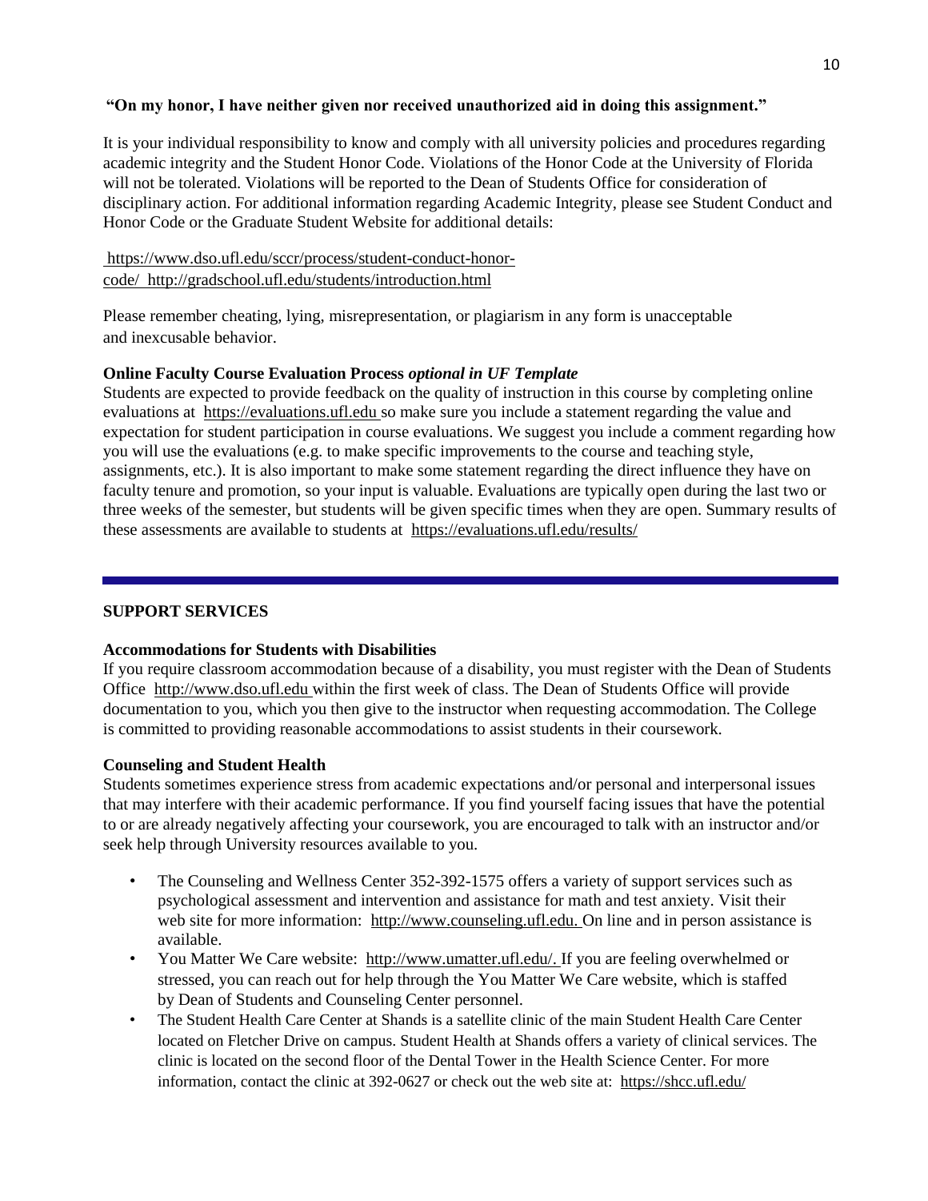**"On my honor, I have neither given nor received unauthorized aid in doing this assignment."**

It is your individual responsibility to know and comply with all university policies and procedures regarding academic integrity and the Student Honor Code. Violations of the Honor Code at the University of Florida will not be tolerated. Violations will be reported to the Dean of Students Office for consideration of disciplinary action. For additional information regarding Academic Integrity, please see Student Conduct and Honor Code or the Graduate Student Website for additional details:

https://www.dso.ufl.edu/sccr/process/student-conduct-honor-code/ http://gradschool.ufl.edu/students/introduction.html

Please remember cheating, lying, misrepresentation, or plagiarism in any form is unacceptable and inexcusable behavior.

**Online Faculty Course Evaluation Process** ***optional in UF Template***

Students are expected to provide feedback on the quality of instruction in this course by completing online evaluations at https://evaluations.ufl.edu so make sure you include a statement regarding the value and expectation for student participation in course evaluations. We suggest you include a comment regarding how you will use the evaluations (e.g. to make specific improvements to the course and teaching style, assignments, etc.). It is also important to make some statement regarding the direct influence they have on faculty tenure and promotion, so your input is valuable. Evaluations are typically open during the last two or three weeks of the semester, but students will be given specific times when they are open. Summary results of these assessments are available to students at https://evaluations.ufl.edu/results/

---

## SUPPORT SERVICES

**Accommodations for Students with Disabilities**

If you require classroom accommodation because of a disability, you must register with the Dean of Students Office http://www.dso.ufl.edu within the first week of class. The Dean of Students Office will provide documentation to you, which you then give to the instructor when requesting accommodation. The College is committed to providing reasonable accommodations to assist students in their coursework.

**Counseling and Student Health**

Students sometimes experience stress from academic expectations and/or personal and interpersonal issues that may interfere with their academic performance. If you find yourself facing issues that have the potential to or are already negatively affecting your coursework, you are encouraged to talk with an instructor and/or seek help through University resources available to you.

- The Counseling and Wellness Center 352-392-1575 offers a variety of support services such as psychological assessment and intervention and assistance for math and test anxiety. Visit their web site for more information: http://www.counseling.ufl.edu. On line and in person assistance is available.
- You Matter We Care website: http://www.umatter.ufl.edu/. If you are feeling overwhelmed or stressed, you can reach out for help through the You Matter We Care website, which is staffed by Dean of Students and Counseling Center personnel.
- The Student Health Care Center at Shands is a satellite clinic of the main Student Health Care Center located on Fletcher Drive on campus. Student Health at Shands offers a variety of clinical services. The clinic is located on the second floor of the Dental Tower in the Health Science Center. For more information, contact the clinic at 392-0627 or check out the web site at: https://shcc.ufl.edu/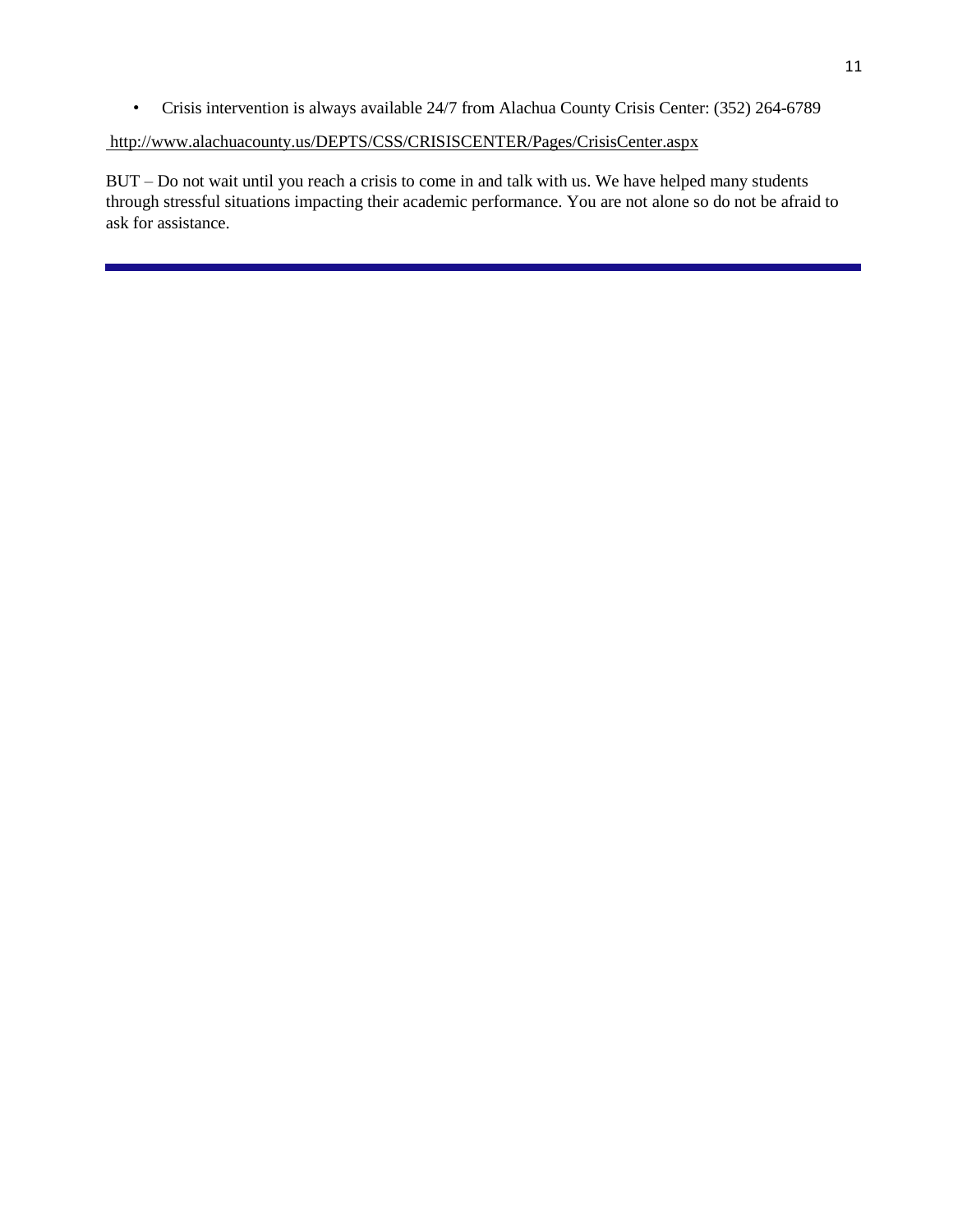- Crisis intervention is always available 24/7 from Alachua County Crisis Center: (352) 264-6789

http://www.alachuacounty.us/DEPTS/CSS/CRISISCENTER/Pages/CrisisCenter.aspx

BUT – Do not wait until you reach a crisis to come in and talk with us. We have helped many students through stressful situations impacting their academic performance. You are not alone so do not be afraid to ask for assistance.

---